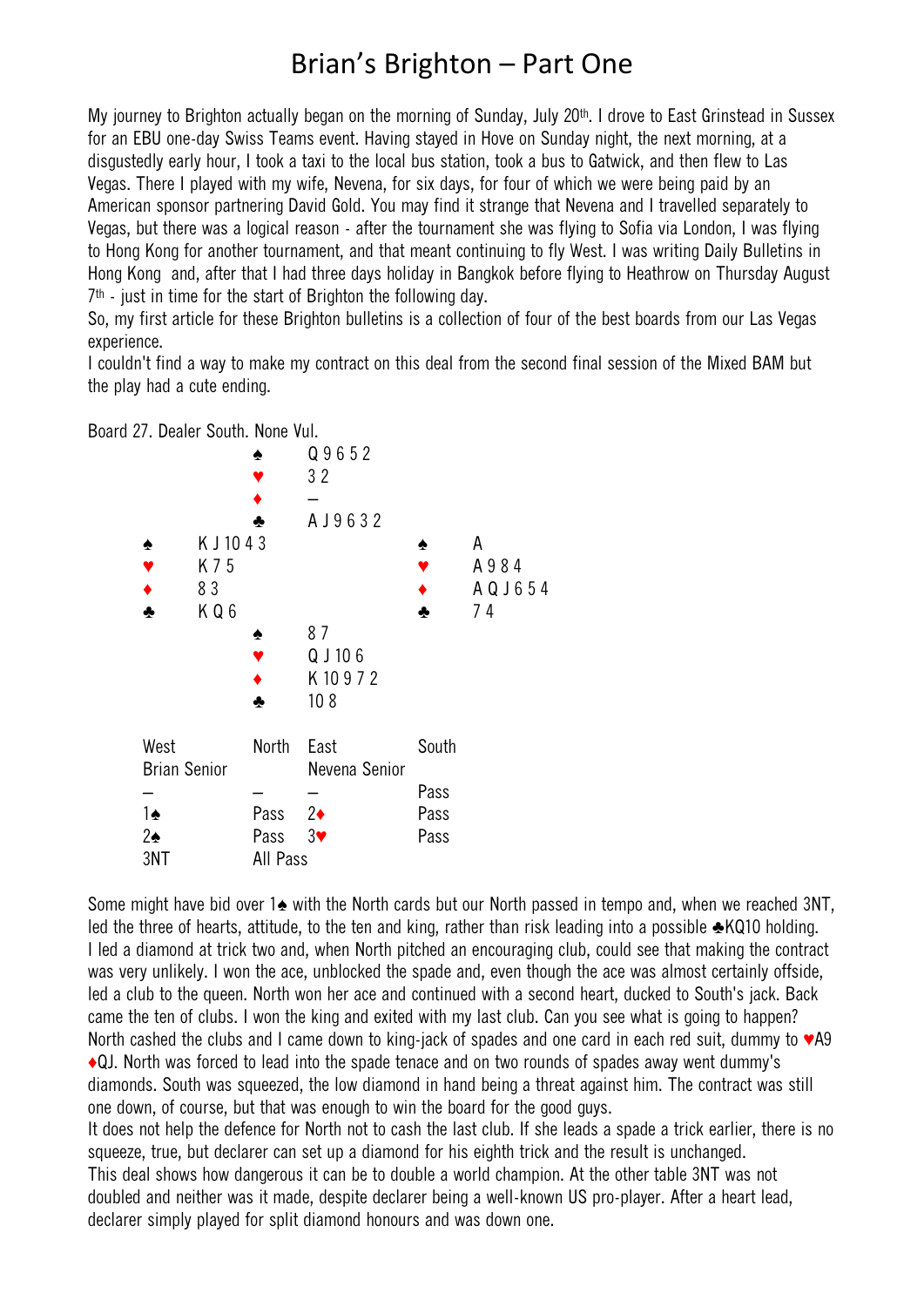# Brian's Brighton – Part One

My journey to Brighton actually began on the morning of Sunday, July 20th. I drove to East Grinstead in Sussex for an EBU one-day Swiss Teams event. Having stayed in Hove on Sunday night, the next morning, at a disgustedly early hour, I took a taxi to the local bus station, took a bus to Gatwick, and then flew to Las Vegas. There I played with my wife, Nevena, for six days, for four of which we were being paid by an American sponsor partnering David Gold. You may find it strange that Nevena and I travelled separately to Vegas, but there was a logical reason - after the tournament she was flying to Sofia via London, I was flying to Hong Kong for another tournament, and that meant continuing to fly West. I was writing Daily Bulletins in Hong Kong and, after that I had three days holiday in Bangkok before flying to Heathrow on Thursday August 7th - just in time for the start of Brighton the following day.

So, my first article for these Brighton bulletins is a collection of four of the best boards from our Las Vegas experience.

I couldn't find a way to make my contract on this deal from the second final session of the Mixed BAM but the play had a cute ending.

Board 27. Dealer South. None Vul.

```
                ♠ Q 9 6 5 2
                ♥ 3 2
                ♦ —
                ♣ A J 9 6 3 2
♠ K J 10 4 3                    ♠ A
♥ K 7 5                         ♥ A 9 8 4
♦ 8 3                           ♦ A Q J 6 5 4
♣ K Q 6                         ♣ 7 4
                ♠ 8 7
                ♥ Q J 10 6
                ♦ K 10 9 7 2
                ♣ 10 8
```

| West | North | East | South |
|---|---|---|---|
| Brian Senior | | Nevena Senior | |
| – | – | – | Pass |
| 1♠ | Pass | 2♦ | Pass |
| 2♠ | Pass | 3♥ | Pass |
| 3NT | All Pass | | |

Some might have bid over 1♠ with the North cards but our North passed in tempo and, when we reached 3NT, led the three of hearts, attitude, to the ten and king, rather than risk leading into a possible ♣KQ10 holding. I led a diamond at trick two and, when North pitched an encouraging club, could see that making the contract was very unlikely. I won the ace, unblocked the spade and, even though the ace was almost certainly offside, led a club to the queen. North won her ace and continued with a second heart, ducked to South's jack. Back came the ten of clubs. I won the king and exited with my last club. Can you see what is going to happen? North cashed the clubs and I came down to king-jack of spades and one card in each red suit, dummy to ♥A9 ♦QJ. North was forced to lead into the spade tenace and on two rounds of spades away went dummy's diamonds. South was squeezed, the low diamond in hand being a threat against him. The contract was still one down, of course, but that was enough to win the board for the good guys.

It does not help the defence for North not to cash the last club. If she leads a spade a trick earlier, there is no squeeze, true, but declarer can set up a diamond for his eighth trick and the result is unchanged.

This deal shows how dangerous it can be to double a world champion. At the other table 3NT was not doubled and neither was it made, despite declarer being a well-known US pro-player. After a heart lead, declarer simply played for split diamond honours and was down one.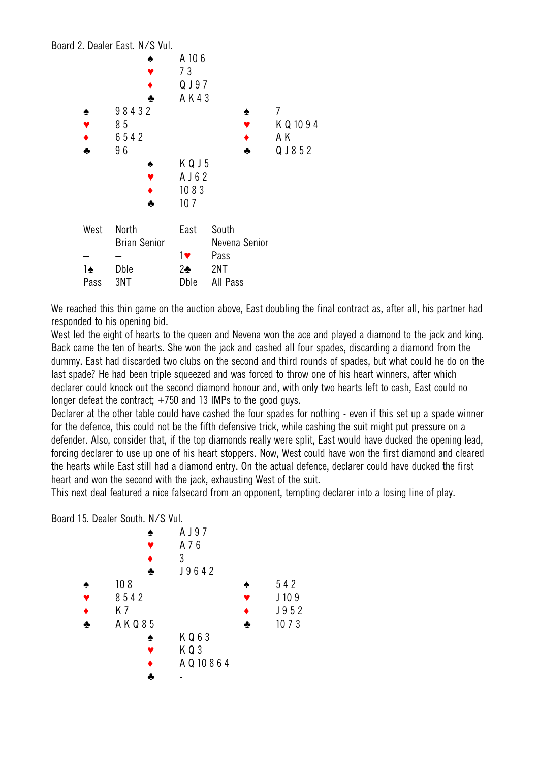Board 2. Dealer East. N/S Vul.

```
                ♠ A 10 6
                ♥ 7 3
                ♦ Q J 9 7
                ♣ A K 4 3
♠ 9 8 4 3 2                 ♠ 7
♥ 8 5                       ♥ K Q 10 9 4
♦ 6 5 4 2                   ♦ A K
♣ 9 6                       ♣ Q J 8 5 2
                ♠ K Q J 5
                ♥ A J 6 2
                ♦ 10 8 3
                ♣ 10 7
```

| West | North | East | South |
|---|---|---|---|
| | Brian Senior | | Nevena Senior |
| – | – | 1♥ | Pass |
| 1♠ | Dble | 2♣ | 2NT |
| Pass | 3NT | Dble | All Pass |

We reached this thin game on the auction above, East doubling the final contract as, after all, his partner had responded to his opening bid.

West led the eight of hearts to the queen and Nevena won the ace and played a diamond to the jack and king. Back came the ten of hearts. She won the jack and cashed all four spades, discarding a diamond from the dummy. East had discarded two clubs on the second and third rounds of spades, but what could he do on the last spade? He had been triple squeezed and was forced to throw one of his heart winners, after which declarer could knock out the second diamond honour and, with only two hearts left to cash, East could no longer defeat the contract; +750 and 13 IMPs to the good guys.

Declarer at the other table could have cashed the four spades for nothing - even if this set up a spade winner for the defence, this could not be the fifth defensive trick, while cashing the suit might put pressure on a defender. Also, consider that, if the top diamonds really were split, East would have ducked the opening lead, forcing declarer to use up one of his heart stoppers. Now, West could have won the first diamond and cleared the hearts while East still had a diamond entry. On the actual defence, declarer could have ducked the first heart and won the second with the jack, exhausting West of the suit.

This next deal featured a nice falsecard from an opponent, tempting declarer into a losing line of play.

Board 15. Dealer South. N/S Vul.

```
                ♠ A J 9 7
                ♥ A 7 6
                ♦ 3
                ♣ J 9 6 4 2
♠ 10 8                      ♠ 5 4 2
♥ 8 5 4 2                   ♥ J 10 9
♦ K 7                       ♦ J 9 5 2
♣ A K Q 8 5                 ♣ 10 7 3
                ♠ K Q 6 3
                ♥ K Q 3
                ♦ A Q 10 8 6 4
                ♣ -
```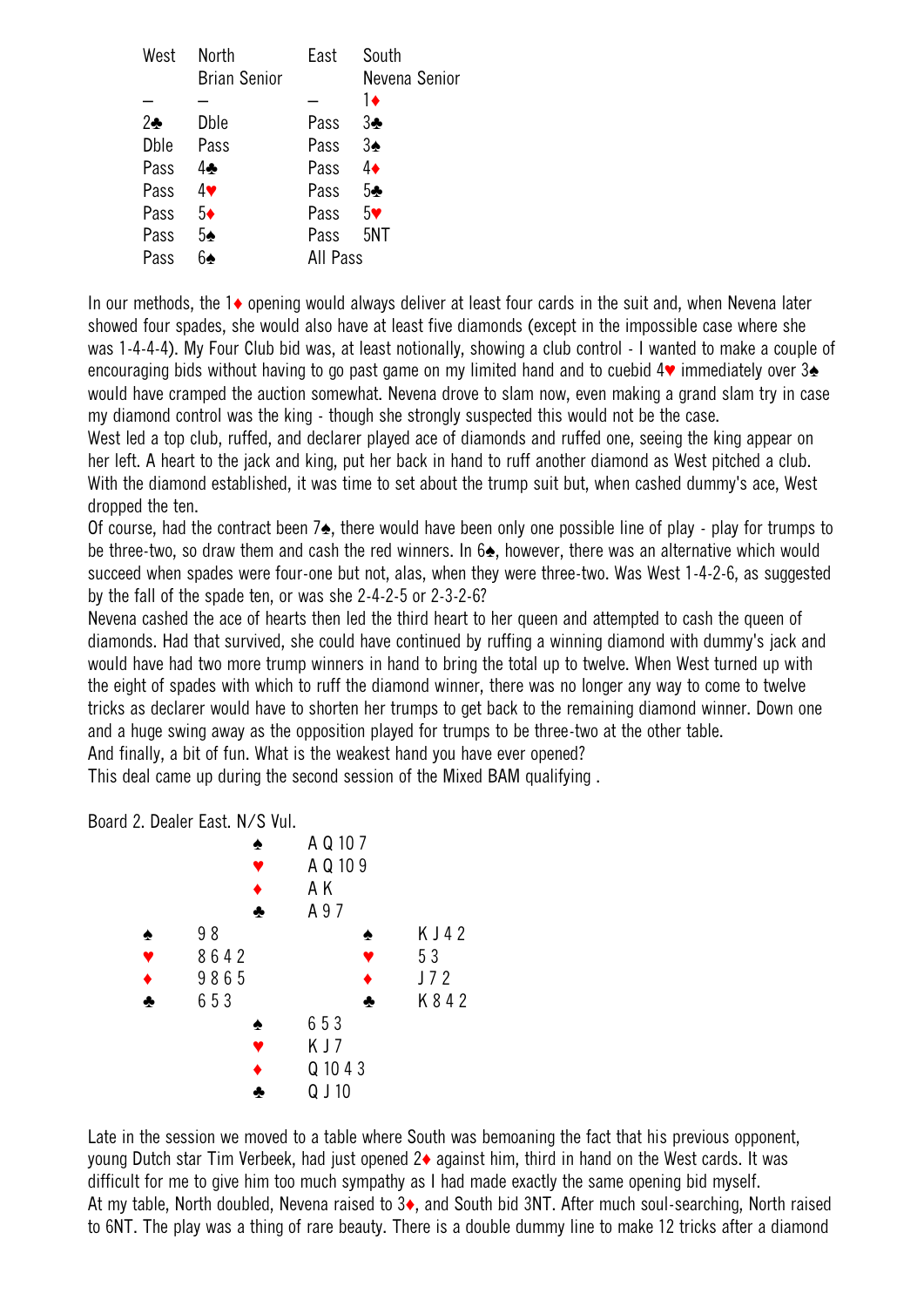| West | North | East | South |
|---|---|---|---|
| | Brian Senior | | Nevena Senior |
| – | – | – | 1♦ |
| 2♣ | Dble | Pass | 3♣ |
| Dble | Pass | Pass | 3♠ |
| Pass | 4♣ | Pass | 4♦ |
| Pass | 4♥ | Pass | 5♣ |
| Pass | 5♦ | Pass | 5♥ |
| Pass | 5♠ | Pass | 5NT |
| Pass | 6♠ | All Pass | |

In our methods, the 1♦ opening would always deliver at least four cards in the suit and, when Nevena later showed four spades, she would also have at least five diamonds (except in the impossible case where she was 1-4-4-4). My Four Club bid was, at least notionally, showing a club control - I wanted to make a couple of encouraging bids without having to go past game on my limited hand and to cuebid 4♥ immediately over 3♠ would have cramped the auction somewhat. Nevena drove to slam now, even making a grand slam try in case my diamond control was the king - though she strongly suspected this would not be the case.

West led a top club, ruffed, and declarer played ace of diamonds and ruffed one, seeing the king appear on her left. A heart to the jack and king, put her back in hand to ruff another diamond as West pitched a club. With the diamond established, it was time to set about the trump suit but, when cashed dummy's ace, West dropped the ten.

Of course, had the contract been 7♠, there would have been only one possible line of play - play for trumps to be three-two, so draw them and cash the red winners. In 6♠, however, there was an alternative which would succeed when spades were four-one but not, alas, when they were three-two. Was West 1-4-2-6, as suggested by the fall of the spade ten, or was she 2-4-2-5 or 2-3-2-6?

Nevena cashed the ace of hearts then led the third heart to her queen and attempted to cash the queen of diamonds. Had that survived, she could have continued by ruffing a winning diamond with dummy's jack and would have had two more trump winners in hand to bring the total up to twelve. When West turned up with the eight of spades with which to ruff the diamond winner, there was no longer any way to come to twelve tricks as declarer would have to shorten her trumps to get back to the remaining diamond winner. Down one and a huge swing away as the opposition played for trumps to be three-two at the other table.

And finally, a bit of fun. What is the weakest hand you have ever opened?

This deal came up during the second session of the Mixed BAM qualifying .

Board 2. Dealer East. N/S Vul.

| | North | |
|---|---|---|
| | ♠ A Q 10 7 | |
| | ♥ A Q 10 9 | |
| | ♦ A K | |
| | ♣ A 9 7 | |
| **West** | | **East** |
| ♠ 9 8 | | ♠ K J 4 2 |
| ♥ 8 6 4 2 | | ♥ 5 3 |
| ♦ 9 8 6 5 | | ♦ J 7 2 |
| ♣ 6 5 3 | | ♣ K 8 4 2 |
| | **South** | |
| | ♠ 6 5 3 | |
| | ♥ K J 7 | |
| | ♦ Q 10 4 3 | |
| | ♣ Q J 10 | |

Late in the session we moved to a table where South was bemoaning the fact that his previous opponent, young Dutch star Tim Verbeek, had just opened 2♦ against him, third in hand on the West cards. It was difficult for me to give him too much sympathy as I had made exactly the same opening bid myself.

At my table, North doubled, Nevena raised to 3♦, and South bid 3NT. After much soul-searching, North raised to 6NT. The play was a thing of rare beauty. There is a double dummy line to make 12 tricks after a diamond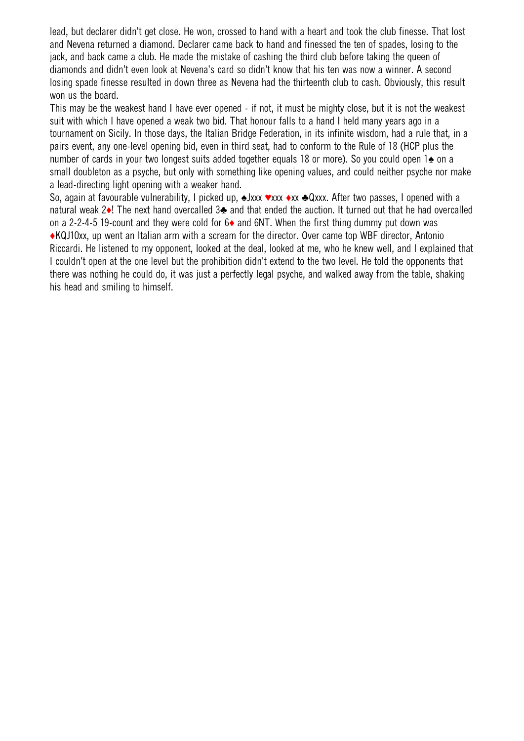lead, but declarer didn't get close. He won, crossed to hand with a heart and took the club finesse. That lost and Nevena returned a diamond. Declarer came back to hand and finessed the ten of spades, losing to the jack, and back came a club. He made the mistake of cashing the third club before taking the queen of diamonds and didn't even look at Nevena's card so didn't know that his ten was now a winner. A second losing spade finesse resulted in down three as Nevena had the thirteenth club to cash. Obviously, this result won us the board.

This may be the weakest hand I have ever opened - if not, it must be mighty close, but it is not the weakest suit with which I have opened a weak two bid. That honour falls to a hand I held many years ago in a tournament on Sicily. In those days, the Italian Bridge Federation, in its infinite wisdom, had a rule that, in a pairs event, any one-level opening bid, even in third seat, had to conform to the Rule of 18 (HCP plus the number of cards in your two longest suits added together equals 18 or more). So you could open 1♠ on a small doubleton as a psyche, but only with something like opening values, and could neither psyche nor make a lead-directing light opening with a weaker hand.

So, again at favourable vulnerability, I picked up, ♠Jxxx ♥xxx ♦xx ♣Qxxx. After two passes, I opened with a natural weak 2♦! The next hand overcalled 3♣ and that ended the auction. It turned out that he had overcalled on a 2-2-4-5 19-count and they were cold for 6♦ and 6NT. When the first thing dummy put down was ♦KQJ10xx, up went an Italian arm with a scream for the director. Over came top WBF director, Antonio Riccardi. He listened to my opponent, looked at the deal, looked at me, who he knew well, and I explained that I couldn't open at the one level but the prohibition didn't extend to the two level. He told the opponents that there was nothing he could do, it was just a perfectly legal psyche, and walked away from the table, shaking his head and smiling to himself.